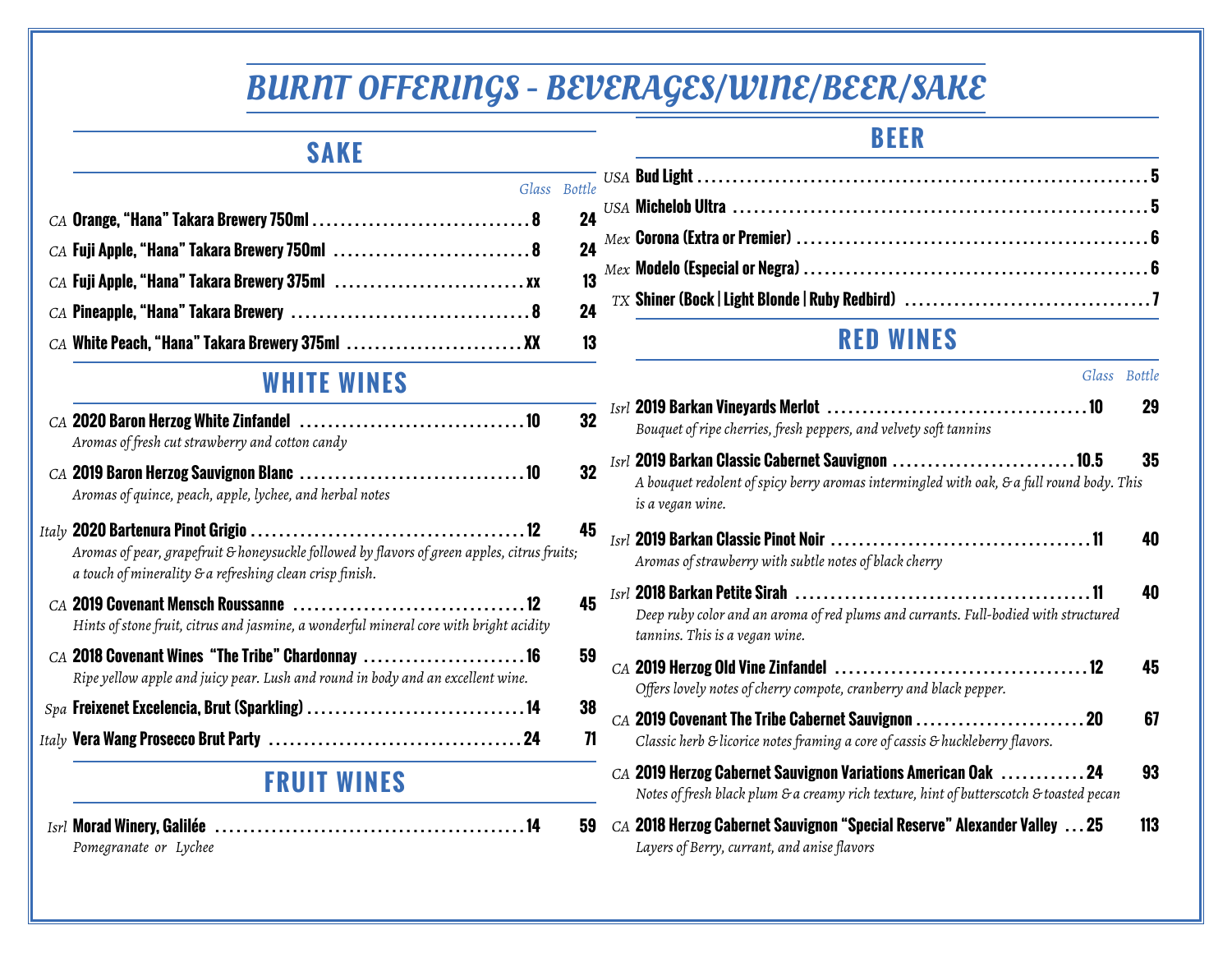# BURNT OFFERINGS - BEVERAGES/WINE/BEER/SAKE

## SAKE

| | Item | Glass | Bottle |
|---|---|---|---|
| *CA* | **Orange, "Hana" Takara Brewery 750ml** | 8 | 24 |
| *CA* | **Fuji Apple, "Hana" Takara Brewery 750ml** | 8 | 24 |
| *CA* | **Fuji Apple, "Hana" Takara Brewery 375ml** | xx | 13 |
| *CA* | **Pineapple, "Hana" Takara Brewery** | 8 | 24 |
| *CA* | **White Peach, "Hana" Takara Brewery 375ml** | XX | 13 |

## WHITE WINES

| | Item | Glass | Bottle |
|---|---|---|---|
| *CA* | **2020 Baron Herzog White Zinfandel**<br>*Aromas of fresh cut strawberry and cotton candy* | 10 | 32 |
| *CA* | **2019 Baron Herzog Sauvignon Blanc**<br>*Aromas of quince, peach, apple, lychee, and herbal notes* | 10 | 32 |
| *Italy* | **2020 Bartenura Pinot Grigio**<br>*Aromas of pear, grapefruit & honeysuckle followed by flavors of green apples, citrus fruits; a touch of minerality & a refreshing clean crisp finish.* | 12 | 45 |
| *CA* | **2019 Covenant Mensch Roussanne**<br>*Hints of stone fruit, citrus and jasmine, a wonderful mineral core with bright acidity* | 12 | 45 |
| *CA* | **2018 Covenant Wines "The Tribe" Chardonnay**<br>*Ripe yellow apple and juicy pear. Lush and round in body and an excellent wine.* | 16 | 59 |
| *Spa* | **Freixenet Excelencia, Brut (Sparkling)** | 14 | 38 |
| *Italy* | **Vera Wang Prosecco Brut Party** | 24 | 71 |

## FRUIT WINES

| | Item | Glass | Bottle |
|---|---|---|---|
| *Isrl* | **Morad Winery, Galilée**<br>*Pomegranate or Lychee* | 14 | 59 |

## BEER

| | Item | Price |
|---|---|---|
| *USA* | **Bud Light** | 5 |
| *USA* | **Michelob Ultra** | 5 |
| *Mex* | **Corona (Extra or Premier)** | 6 |
| *Mex* | **Modelo (Especial or Negra)** | 6 |
| *TX* | **Shiner (Bock \| Light Blonde \| Ruby Redbird)** | 7 |

## RED WINES

| | Item | Glass | Bottle |
|---|---|---|---|
| *Isrl* | **2019 Barkan Vineyards Merlot**<br>*Bouquet of ripe cherries, fresh peppers, and velvety soft tannins* | 10 | 29 |
| *Isrl* | **2019 Barkan Classic Cabernet Sauvignon**<br>*A bouquet redolent of spicy berry aromas intermingled with oak, & a full round body. This is a vegan wine.* | 10.5 | 35 |
| *Isrl* | **2019 Barkan Classic Pinot Noir**<br>*Aromas of strawberry with subtle notes of black cherry* | 11 | 40 |
| *Isrl* | **2018 Barkan Petite Sirah**<br>*Deep ruby color and an aroma of red plums and currants. Full-bodied with structured tannins. This is a vegan wine.* | 11 | 40 |
| *CA* | **2019 Herzog Old Vine Zinfandel**<br>*Offers lovely notes of cherry compote, cranberry and black pepper.* | 12 | 45 |
| *CA* | **2019 Covenant The Tribe Cabernet Sauvignon**<br>*Classic herb & licorice notes framing a core of cassis & huckleberry flavors.* | 20 | 67 |
| *CA* | **2019 Herzog Cabernet Sauvignon Variations American Oak**<br>*Notes of fresh black plum & a creamy rich texture, hint of butterscotch & toasted pecan* | 24 | 93 |
| *CA* | **2018 Herzog Cabernet Sauvignon "Special Reserve" Alexander Valley**<br>*Layers of Berry, currant, and anise flavors* | 25 | 113 |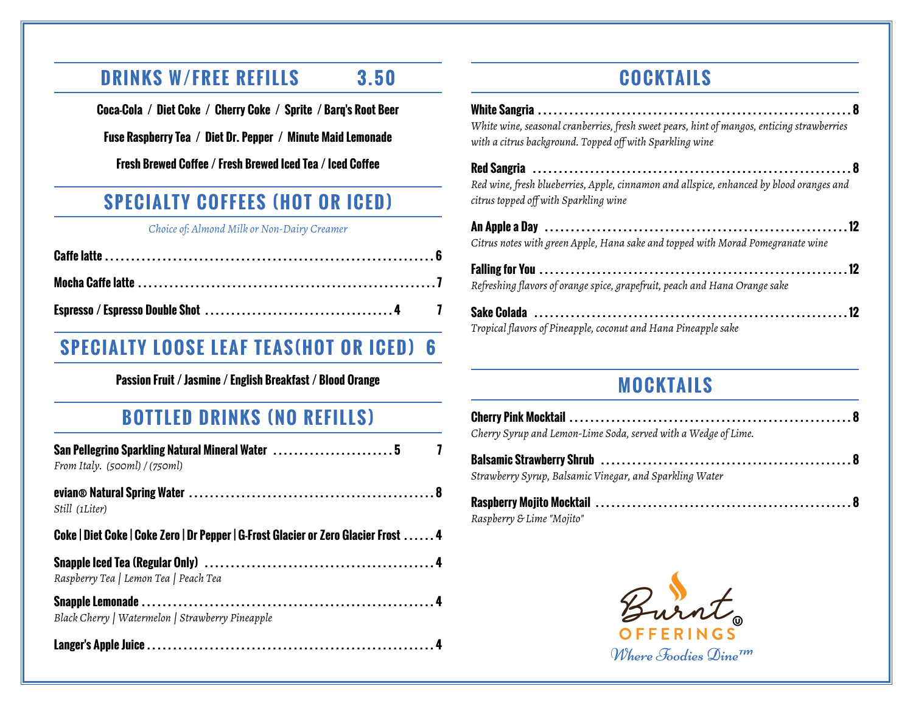## DRINKS W/FREE REFILLS 3.50

**Coca-Cola / Diet Coke / Cherry Coke / Sprite / Barq's Root Beer**

**Fuse Raspberry Tea / Diet Dr. Pepper / Minute Maid Lemonade**

**Fresh Brewed Coffee / Fresh Brewed Iced Tea / Iced Coffee**

## SPECIALTY COFFEES (HOT OR ICED)

*Choice of: Almond Milk or Non-Dairy Creamer*

**Caffe latte** .......... 6

**Mocha Caffe latte** .......... 7

**Espresso / Espresso Double Shot** .......... 4 7

## SPECIALTY LOOSE LEAF TEAS(HOT OR ICED) 6

**Passion Fruit / Jasmine / English Breakfast / Blood Orange**

## BOTTLED DRINKS (NO REFILLS)

**San Pellegrino Sparkling Natural Mineral Water** .......... 5 7
*From Italy. (500ml) / (750ml)*

**evian® Natural Spring Water** .......... 8
*Still (1Liter)*

**Coke | Diet Coke | Coke Zero | Dr Pepper | G-Frost Glacier or Zero Glacier Frost** .......... 4

**Snapple Iced Tea (Regular Only)** .......... 4
*Raspberry Tea | Lemon Tea | Peach Tea*

**Snapple Lemonade** .......... 4
*Black Cherry | Watermelon | Strawberry Pineapple*

**Langer's Apple Juice** .......... 4

## COCKTAILS

**White Sangria** .......... 8
*White wine, seasonal cranberries, fresh sweet pears, hint of mangos, enticing strawberries with a citrus background. Topped off with Sparkling wine*

**Red Sangria** .......... 8
*Red wine, fresh blueberries, Apple, cinnamon and allspice, enhanced by blood oranges and citrus topped off with Sparkling wine*

**An Apple a Day** .......... 12
*Citrus notes with green Apple, Hana sake and topped with Morad Pomegranate wine*

**Falling for You** .......... 12
*Refreshing flavors of orange spice, grapefruit, peach and Hana Orange sake*

**Sake Colada** .......... 12
*Tropical flavors of Pineapple, coconut and Hana Pineapple sake*

## MOCKTAILS

**Cherry Pink Mocktail** .......... 8
*Cherry Syrup and Lemon-Lime Soda, served with a Wedge of Lime.*

**Balsamic Strawberry Shrub** .......... 8
*Strawberry Syrup, Balsamic Vinegar, and Sparkling Water*

**Raspberry Mojito Mocktail** .......... 8
*Raspberry & Lime "Mojito"*

Burnt Offerings®
*Where Foodies Dine™*